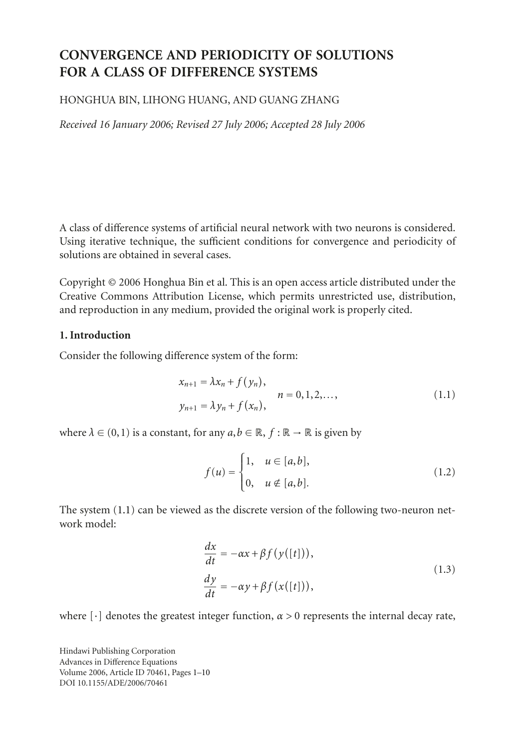# CONVERGENCE AND PERIODICITY OF SOLUTIONS FOR A CLASS OF DIFFERENCE SYSTEMS

HONGHUA BIN, LIHONG HUANG, AND GUANG ZHANG

*Received 16 January 2006; Revised 27 July 2006; Accepted 28 July 2006*

A class of difference systems of artificial neural network with two neurons is considered. Using iterative technique, the sufficient conditions for convergence and periodicity of solutions are obtained in several cases.

Copyright © 2006 Honghua Bin et al. This is an open access article distributed under the Creative Commons Attribution License, which permits unrestricted use, distribution, and reproduction in any medium, provided the original work is properly cited.

## 1. Introduction

Consider the following difference system of the form:

$$\begin{aligned} x_{n+1} &= \lambda x_n + f(y_n), \\ y_{n+1} &= \lambda y_n + f(x_n), \end{aligned} \qquad n = 0, 1, 2, \ldots, \tag{1.1}$$

where $\lambda \in (0,1)$ is a constant, for any $a, b \in \mathbb{R}$, $f : \mathbb{R} \to \mathbb{R}$ is given by

$$f(u) = \begin{cases} 1, & u \in [a,b], \\ 0, & u \notin [a,b]. \end{cases} \tag{1.2}$$

The system (1.1) can be viewed as the discrete version of the following two-neuron network model:

$$\begin{aligned} \frac{dx}{dt} &= -\alpha x + \beta f(y([t])), \\ \frac{dy}{dt} &= -\alpha y + \beta f(x([t])), \end{aligned} \tag{1.3}$$

where $[\cdot]$ denotes the greatest integer function, $\alpha > 0$ represents the internal decay rate,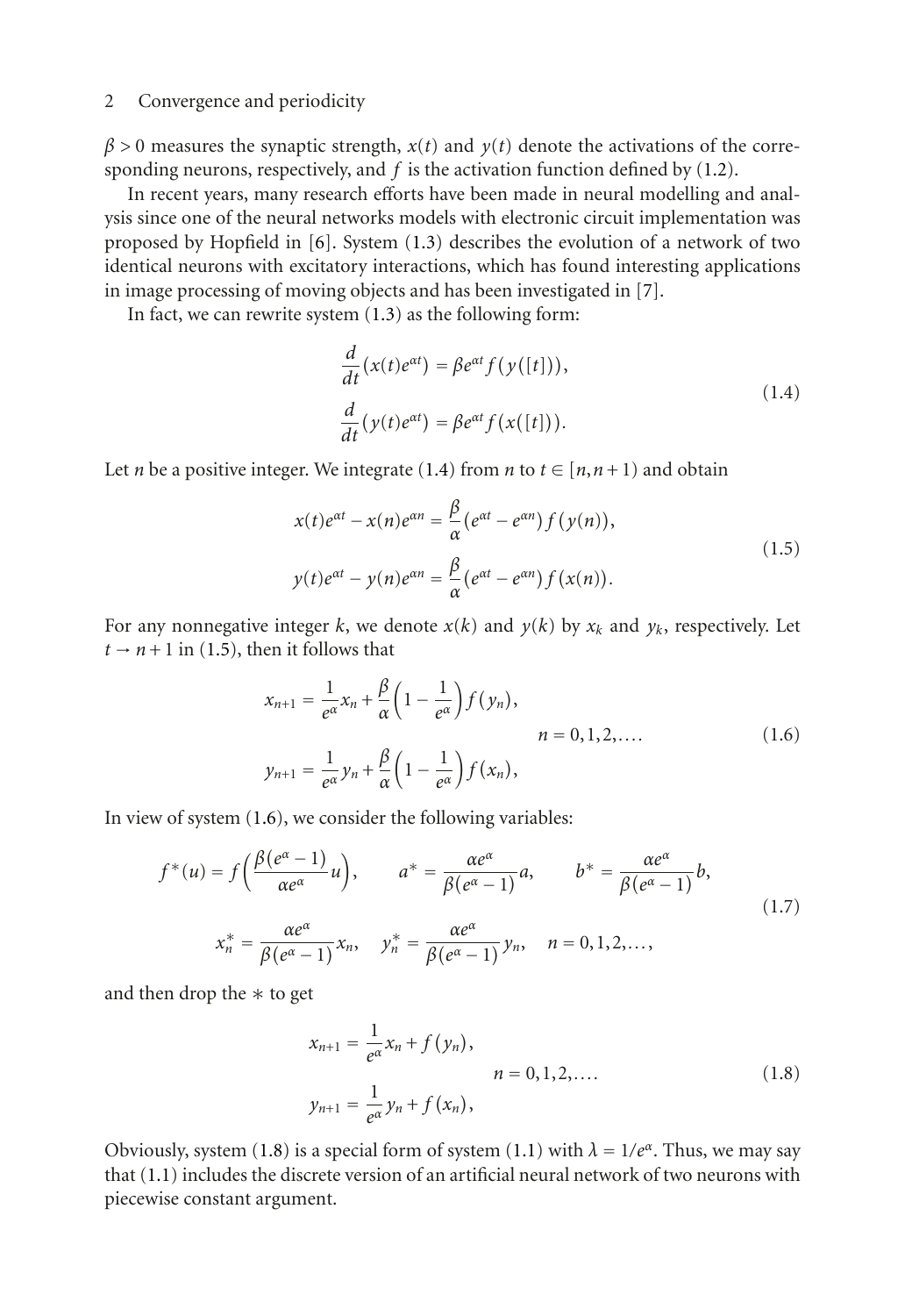$\beta > 0$ measures the synaptic strength, $x(t)$ and $y(t)$ denote the activations of the corresponding neurons, respectively, and $f$ is the activation function defined by (1.2).

In recent years, many research efforts have been made in neural modelling and analysis since one of the neural networks models with electronic circuit implementation was proposed by Hopfield in [6]. System (1.3) describes the evolution of a network of two identical neurons with excitatory interactions, which has found interesting applications in image processing of moving objects and has been investigated in [7].

In fact, we can rewrite system (1.3) as the following form:

$$
\begin{aligned}
\frac{d}{dt}\left(x(t)e^{\alpha t}\right) &= \beta e^{\alpha t} f(y([t])), \\
\frac{d}{dt}\left(y(t)e^{\alpha t}\right) &= \beta e^{\alpha t} f(x([t])).
\end{aligned}
\tag{1.4}
$$

Let $n$ be a positive integer. We integrate (1.4) from $n$ to $t \in [n, n+1)$ and obtain

$$
\begin{aligned}
x(t)e^{\alpha t} - x(n)e^{\alpha n} &= \frac{\beta}{\alpha}\left(e^{\alpha t} - e^{\alpha n}\right) f(y(n)), \\
y(t)e^{\alpha t} - y(n)e^{\alpha n} &= \frac{\beta}{\alpha}\left(e^{\alpha t} - e^{\alpha n}\right) f(x(n)).
\end{aligned}
\tag{1.5}
$$

For any nonnegative integer $k$, we denote $x(k)$ and $y(k)$ by $x_k$ and $y_k$, respectively. Let $t \to n+1$ in (1.5), then it follows that

$$
\begin{aligned}
x_{n+1} &= \frac{1}{e^{\alpha}} x_n + \frac{\beta}{\alpha}\left(1 - \frac{1}{e^{\alpha}}\right) f(y_n), \\
y_{n+1} &= \frac{1}{e^{\alpha}} y_n + \frac{\beta}{\alpha}\left(1 - \frac{1}{e^{\alpha}}\right) f(x_n),
\end{aligned}
\qquad n = 0, 1, 2, \ldots.
\tag{1.6}
$$

In view of system (1.6), we consider the following variables:

$$
\begin{gathered}
f^*(u) = f\left(\frac{\beta(e^{\alpha} - 1)}{\alpha e^{\alpha}} u\right), \qquad a^* = \frac{\alpha e^{\alpha}}{\beta(e^{\alpha} - 1)} a, \qquad b^* = \frac{\alpha e^{\alpha}}{\beta(e^{\alpha} - 1)} b, \\
x_n^* = \frac{\alpha e^{\alpha}}{\beta(e^{\alpha} - 1)} x_n, \quad y_n^* = \frac{\alpha e^{\alpha}}{\beta(e^{\alpha} - 1)} y_n, \quad n = 0, 1, 2, \ldots,
\end{gathered}
\tag{1.7}
$$

and then drop the $*$ to get

$$
\begin{aligned}
x_{n+1} &= \frac{1}{e^{\alpha}} x_n + f(y_n), \\
y_{n+1} &= \frac{1}{e^{\alpha}} y_n + f(x_n),
\end{aligned}
\qquad n = 0, 1, 2, \ldots.
\tag{1.8}
$$

Obviously, system (1.8) is a special form of system (1.1) with $\lambda = 1/e^{\alpha}$. Thus, we may say that (1.1) includes the discrete version of an artificial neural network of two neurons with piecewise constant argument.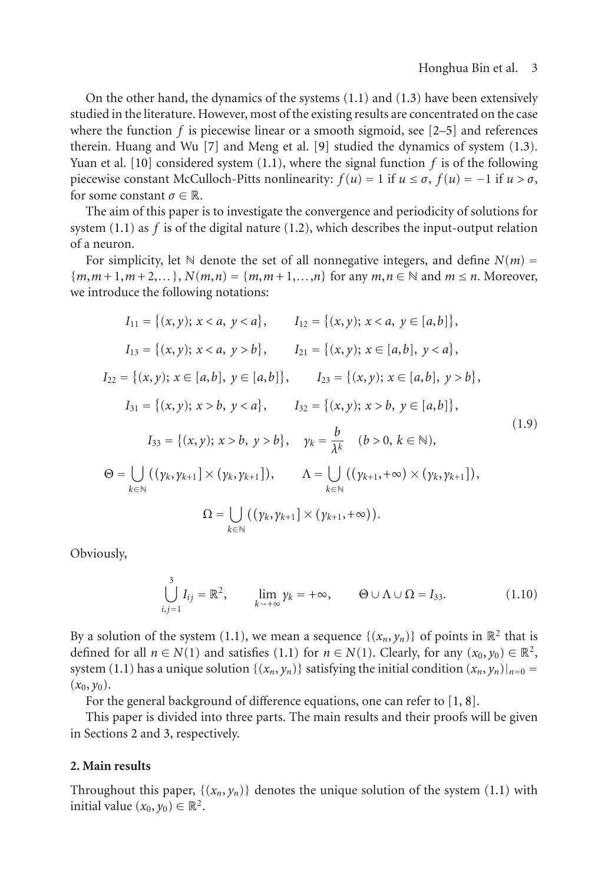On the other hand, the dynamics of the systems (1.1) and (1.3) have been extensively studied in the literature. However, most of the existing results are concentrated on the case where the function $f$ is piecewise linear or a smooth sigmoid, see [2–5] and references therein. Huang and Wu [7] and Meng et al. [9] studied the dynamics of system (1.3). Yuan et al. [10] considered system (1.1), where the signal function $f$ is of the following piecewise constant McCulloch-Pitts nonlinearity: $f(u) = 1$ if $u \le \sigma$, $f(u) = -1$ if $u > \sigma$, for some constant $\sigma \in \mathbb{R}$.

The aim of this paper is to investigate the convergence and periodicity of solutions for system (1.1) as $f$ is of the digital nature (1.2), which describes the input-output relation of a neuron.

For simplicity, let $\mathbb{N}$ denote the set of all nonnegative integers, and define $N(m) = \{m, m+1, m+2, \dots\}$, $N(m,n) = \{m, m+1, \dots, n\}$ for any $m, n \in \mathbb{N}$ and $m \le n$. Moreover, we introduce the following notations:

$$
\begin{gathered}
I_{11} = \{(x,y);\ x < a,\ y < a\}, \qquad I_{12} = \{(x,y);\ x < a,\ y \in [a,b]\}, \\
I_{13} = \{(x,y);\ x < a,\ y > b\}, \qquad I_{21} = \{(x,y);\ x \in [a,b],\ y < a\}, \\
I_{22} = \{(x,y);\ x \in [a,b],\ y \in [a,b]\}, \qquad I_{23} = \{(x,y);\ x \in [a,b],\ y > b\}, \\
I_{31} = \{(x,y);\ x > b,\ y < a\}, \qquad I_{32} = \{(x,y);\ x > b,\ y \in [a,b]\}, \\
I_{33} = \{(x,y);\ x > b,\ y > b\}, \quad \gamma_k = \frac{b}{\lambda^k} \quad (b > 0,\ k \in \mathbb{N}), \\
\Theta = \bigcup_{k \in \mathbb{N}} \big( (\gamma_k, \gamma_{k+1}] \times (\gamma_k, \gamma_{k+1}] \big), \qquad \Lambda = \bigcup_{k \in \mathbb{N}} \big( (\gamma_{k+1}, +\infty) \times (\gamma_k, \gamma_{k+1}] \big), \\
\Omega = \bigcup_{k \in \mathbb{N}} \big( (\gamma_k, \gamma_{k+1}] \times (\gamma_{k+1}, +\infty) \big).
\end{gathered}
\tag{1.9}
$$

Obviously,

$$
\bigcup_{i,j=1}^{3} I_{ij} = \mathbb{R}^2, \qquad \lim_{k \to +\infty} \gamma_k = +\infty, \qquad \Theta \cup \Lambda \cup \Omega = I_{33}. \tag{1.10}
$$

By a solution of the system (1.1), we mean a sequence $\{(x_n, y_n)\}$ of points in $\mathbb{R}^2$ that is defined for all $n \in N(1)$ and satisfies (1.1) for $n \in N(1)$. Clearly, for any $(x_0, y_0) \in \mathbb{R}^2$, system (1.1) has a unique solution $\{(x_n, y_n)\}$ satisfying the initial condition $(x_n, y_n)|_{n=0} = (x_0, y_0)$.

For the general background of difference equations, one can refer to [1, 8].

This paper is divided into three parts. The main results and their proofs will be given in Sections 2 and 3, respectively.

## 2. Main results

Throughout this paper, $\{(x_n, y_n)\}$ denotes the unique solution of the system (1.1) with initial value $(x_0, y_0) \in \mathbb{R}^2$.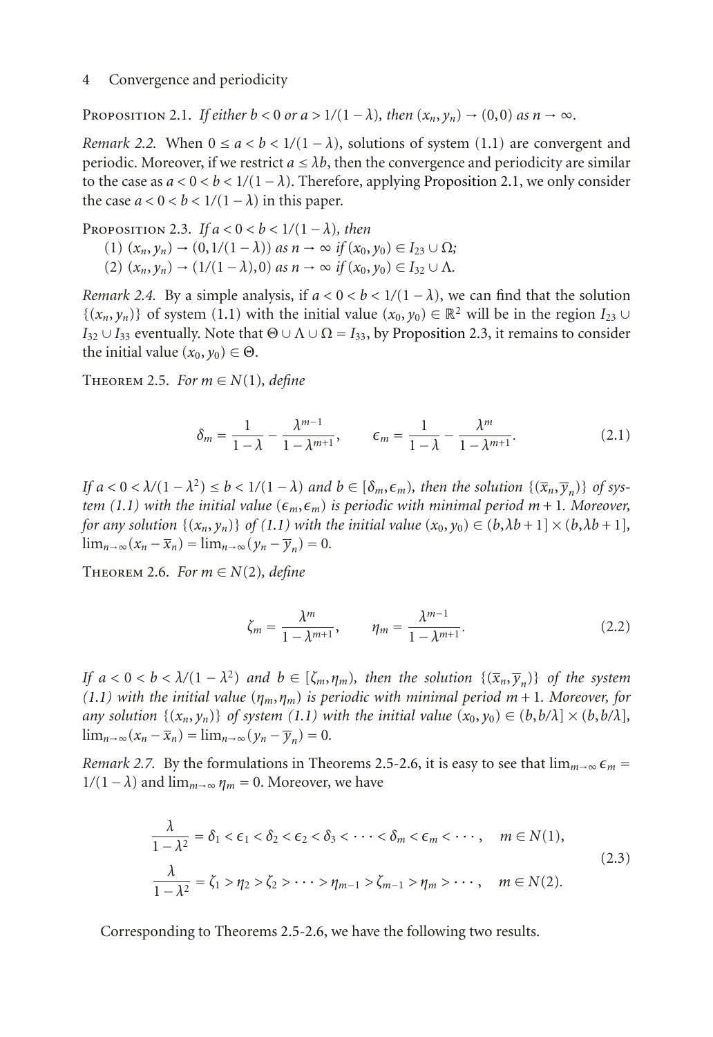Proposition 2.1. *If either $b < 0$ or $a > 1/(1-\lambda)$, then $(x_n, y_n) \to (0,0)$ as $n \to \infty$.*

*Remark 2.2.* When $0 \le a < b < 1/(1-\lambda)$, solutions of system (1.1) are convergent and periodic. Moreover, if we restrict $a \le \lambda b$, then the convergence and periodicity are similar to the case as $a < 0 < b < 1/(1-\lambda)$. Therefore, applying Proposition 2.1, we only consider the case $a < 0 < b < 1/(1-\lambda)$ in this paper.

Proposition 2.3. *If $a < 0 < b < 1/(1-\lambda)$, then*

(1) *$(x_n, y_n) \to (0, 1/(1-\lambda))$ as $n \to \infty$ if $(x_0, y_0) \in I_{23} \cup \Omega$;*

(2) *$(x_n, y_n) \to (1/(1-\lambda), 0)$ as $n \to \infty$ if $(x_0, y_0) \in I_{32} \cup \Lambda$.*

*Remark 2.4.* By a simple analysis, if $a < 0 < b < 1/(1-\lambda)$, we can find that the solution $\{(x_n, y_n)\}$ of system (1.1) with the initial value $(x_0, y_0) \in \mathbb{R}^2$ will be in the region $I_{23} \cup I_{32} \cup I_{33}$ eventually. Note that $\Theta \cup \Lambda \cup \Omega = I_{33}$, by Proposition 2.3, it remains to consider the initial value $(x_0, y_0) \in \Theta$.

Theorem 2.5. *For $m \in N(1)$, define*

$$\delta_m = \frac{1}{1-\lambda} - \frac{\lambda^{m-1}}{1-\lambda^{m+1}}, \qquad \epsilon_m = \frac{1}{1-\lambda} - \frac{\lambda^m}{1-\lambda^{m+1}}. \tag{2.1}$$

*If $a < 0 < \lambda/(1-\lambda^2) \le b < 1/(1-\lambda)$ and $b \in [\delta_m, \epsilon_m)$, then the solution $\{(\overline{x}_n, \overline{y}_n)\}$ of system (1.1) with the initial value $(\epsilon_m, \epsilon_m)$ is periodic with minimal period $m+1$. Moreover, for any solution $\{(x_n, y_n)\}$ of (1.1) with the initial value $(x_0, y_0) \in (b, \lambda b + 1] \times (b, \lambda b + 1]$, $\lim_{n\to\infty}(x_n - \overline{x}_n) = \lim_{n\to\infty}(y_n - \overline{y}_n) = 0$.*

Theorem 2.6. *For $m \in N(2)$, define*

$$\zeta_m = \frac{\lambda^m}{1-\lambda^{m+1}}, \qquad \eta_m = \frac{\lambda^{m-1}}{1-\lambda^{m+1}}. \tag{2.2}$$

*If $a < 0 < b < \lambda/(1-\lambda^2)$ and $b \in [\zeta_m, \eta_m)$, then the solution $\{(\overline{x}_n, \overline{y}_n)\}$ of the system (1.1) with the initial value $(\eta_m, \eta_m)$ is periodic with minimal period $m+1$. Moreover, for any solution $\{(x_n, y_n)\}$ of system (1.1) with the initial value $(x_0, y_0) \in (b, b/\lambda] \times (b, b/\lambda]$, $\lim_{n\to\infty}(x_n - \overline{x}_n) = \lim_{n\to\infty}(y_n - \overline{y}_n) = 0$.*

*Remark 2.7.* By the formulations in Theorems 2.5-2.6, it is easy to see that $\lim_{m\to\infty}\epsilon_m = 1/(1-\lambda)$ and $\lim_{m\to\infty}\eta_m = 0$. Moreover, we have

$$\begin{aligned} &\frac{\lambda}{1-\lambda^2} = \delta_1 < \epsilon_1 < \delta_2 < \epsilon_2 < \delta_3 < \cdots < \delta_m < \epsilon_m < \cdots, \quad m \in N(1), \\ &\frac{\lambda}{1-\lambda^2} = \zeta_1 > \eta_2 > \zeta_2 > \cdots > \eta_{m-1} > \zeta_{m-1} > \eta_m > \cdots, \quad m \in N(2). \end{aligned} \tag{2.3}$$

Corresponding to Theorems 2.5-2.6, we have the following two results.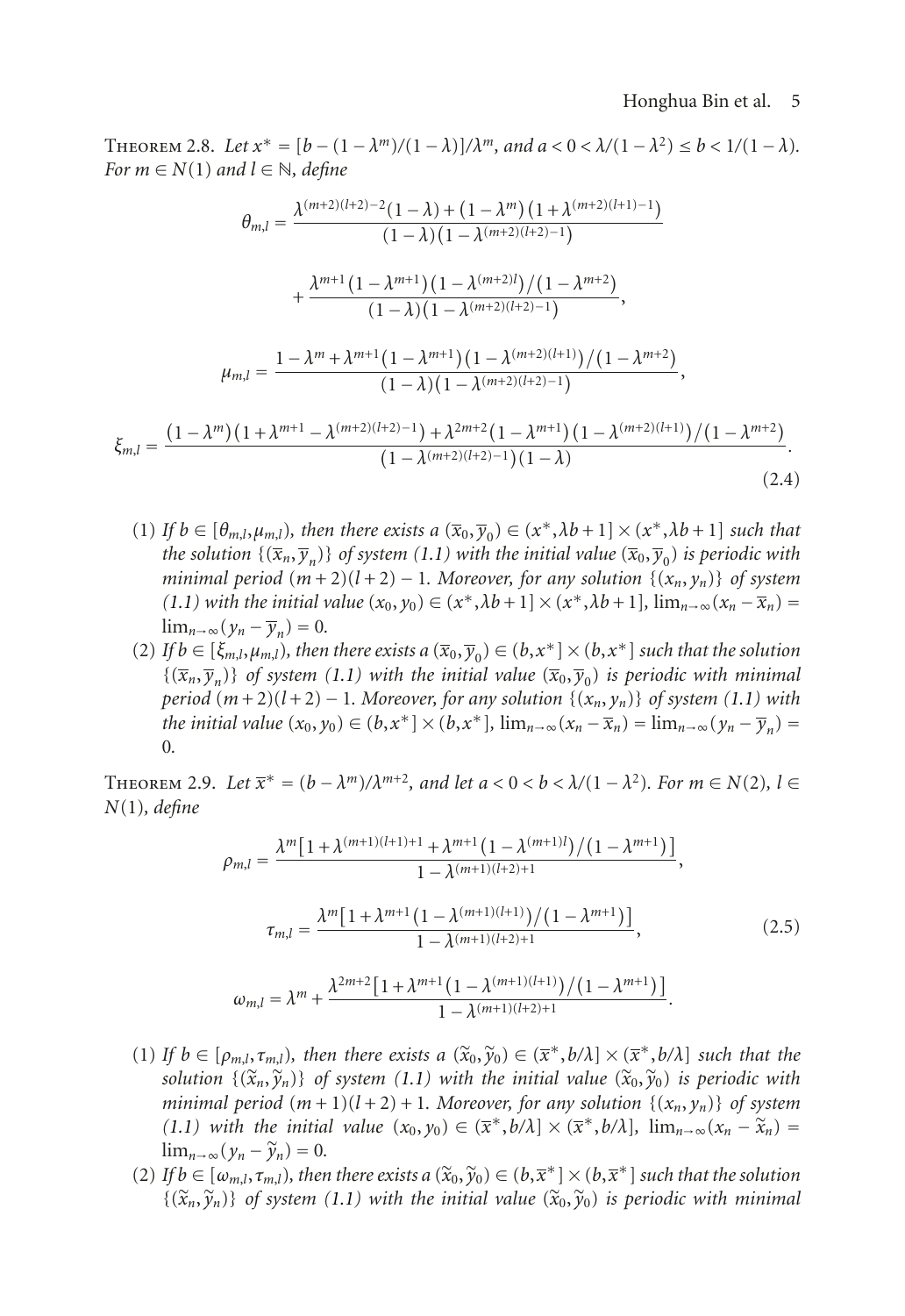**Theorem 2.8.** *Let $x^* = [b - (1-\lambda^m)/(1-\lambda)]/\lambda^m$, and $a < 0 < \lambda/(1-\lambda^2) \le b < 1/(1-\lambda)$. For $m \in N(1)$ and $l \in \mathbb{N}$, define*

$$\theta_{m,l} = \frac{\lambda^{(m+2)(l+2)-2}(1-\lambda) + (1-\lambda^m)(1+\lambda^{(m+2)(l+1)-1})}{(1-\lambda)(1-\lambda^{(m+2)(l+2)-1})} + \frac{\lambda^{m+1}(1-\lambda^{m+1})(1-\lambda^{(m+2)l})/(1-\lambda^{m+2})}{(1-\lambda)(1-\lambda^{(m+2)(l+2)-1})},$$

$$\mu_{m,l} = \frac{1-\lambda^m + \lambda^{m+1}(1-\lambda^{m+1})(1-\lambda^{(m+2)(l+1)})/(1-\lambda^{m+2})}{(1-\lambda)(1-\lambda^{(m+2)(l+2)-1})},$$

$$\xi_{m,l} = \frac{(1-\lambda^m)(1+\lambda^{m+1}-\lambda^{(m+2)(l+2)-1}) + \lambda^{2m+2}(1-\lambda^{m+1})(1-\lambda^{(m+2)(l+1)})/(1-\lambda^{m+2})}{(1-\lambda^{(m+2)(l+2)-1})(1-\lambda)}. \tag{2.4}$$

(1) *If $b \in [\theta_{m,l}, \mu_{m,l})$, then there exists a $(\overline{x}_0, \overline{y}_0) \in (x^*, \lambda b + 1] \times (x^*, \lambda b + 1]$ such that the solution $\{(\overline{x}_n, \overline{y}_n)\}$ of system (1.1) with the initial value $(\overline{x}_0, \overline{y}_0)$ is periodic with minimal period $(m+2)(l+2) - 1$. Moreover, for any solution $\{(x_n, y_n)\}$ of system (1.1) with the initial value $(x_0, y_0) \in (x^*, \lambda b + 1] \times (x^*, \lambda b + 1]$, $\lim_{n\to\infty}(x_n - \overline{x}_n) = \lim_{n\to\infty}(y_n - \overline{y}_n) = 0$.*

(2) *If $b \in [\xi_{m,l}, \mu_{m,l})$, then there exists a $(\overline{x}_0, \overline{y}_0) \in (b, x^*] \times (b, x^*]$ such that the solution $\{(\overline{x}_n, \overline{y}_n)\}$ of system (1.1) with the initial value $(\overline{x}_0, \overline{y}_0)$ is periodic with minimal period $(m+2)(l+2) - 1$. Moreover, for any solution $\{(x_n, y_n)\}$ of system (1.1) with the initial value $(x_0, y_0) \in (b, x^*] \times (b, x^*]$, $\lim_{n\to\infty}(x_n - \overline{x}_n) = \lim_{n\to\infty}(y_n - \overline{y}_n) = 0$.*

**Theorem 2.9.** *Let $\overline{x}^* = (b - \lambda^m)/\lambda^{m+2}$, and let $a < 0 < b < \lambda/(1-\lambda^2)$. For $m \in N(2)$, $l \in N(1)$, define*

$$\rho_{m,l} = \frac{\lambda^m[1 + \lambda^{(m+1)(l+1)+1} + \lambda^{m+1}(1-\lambda^{(m+1)l})/(1-\lambda^{m+1})]}{1-\lambda^{(m+1)(l+2)+1}},$$

$$\tau_{m,l} = \frac{\lambda^m[1 + \lambda^{m+1}(1-\lambda^{(m+1)(l+1)})/(1-\lambda^{m+1})]}{1-\lambda^{(m+1)(l+2)+1}}, \tag{2.5}$$

$$\omega_{m,l} = \lambda^m + \frac{\lambda^{2m+2}[1 + \lambda^{m+1}(1-\lambda^{(m+1)(l+1)})/(1-\lambda^{m+1})]}{1-\lambda^{(m+1)(l+2)+1}}.$$

(1) *If $b \in [\rho_{m,l}, \tau_{m,l})$, then there exists a $(\widetilde{x}_0, \widetilde{y}_0) \in (\overline{x}^*, b/\lambda] \times (\overline{x}^*, b/\lambda]$ such that the solution $\{(\widetilde{x}_n, \widetilde{y}_n)\}$ of system (1.1) with the initial value $(\widetilde{x}_0, \widetilde{y}_0)$ is periodic with minimal period $(m+1)(l+2) + 1$. Moreover, for any solution $\{(x_n, y_n)\}$ of system (1.1) with the initial value $(x_0, y_0) \in (\overline{x}^*, b/\lambda] \times (\overline{x}^*, b/\lambda]$, $\lim_{n\to\infty}(x_n - \widetilde{x}_n) = \lim_{n\to\infty}(y_n - \widetilde{y}_n) = 0$.*

(2) *If $b \in [\omega_{m,l}, \tau_{m,l})$, then there exists a $(\widetilde{x}_0, \widetilde{y}_0) \in (b, \overline{x}^*] \times (b, \overline{x}^*]$ such that the solution $\{(\widetilde{x}_n, \widetilde{y}_n)\}$ of system (1.1) with the initial value $(\widetilde{x}_0, \widetilde{y}_0)$ is periodic with minimal*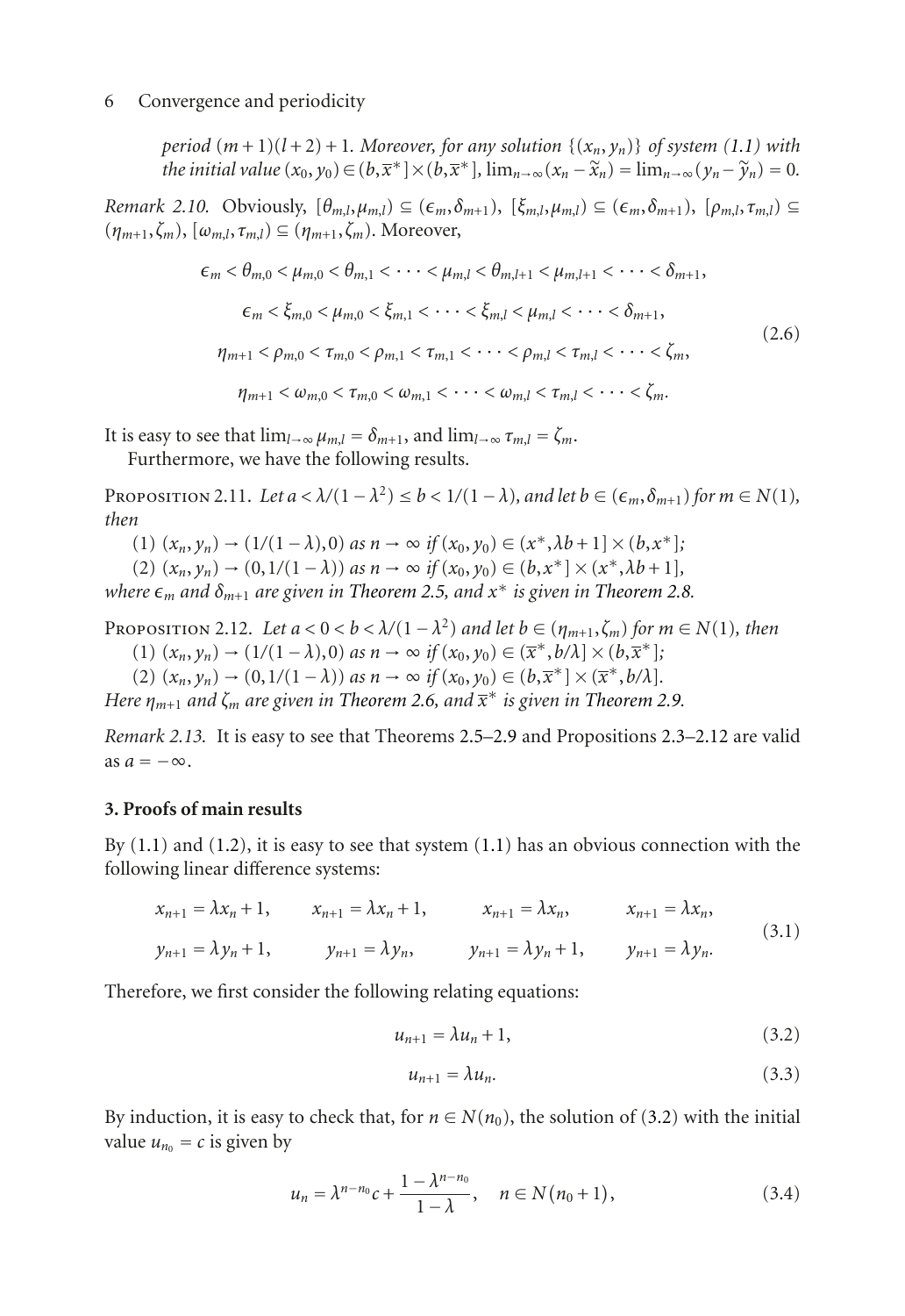*period* $(m+1)(l+2)+1$. *Moreover, for any solution* $\{(x_n,y_n)\}$ *of system (1.1) with the initial value* $(x_0,y_0)\in(b,\overline{x}^*]\times(b,\overline{x}^*]$, $\lim_{n\to\infty}(x_n-\widetilde{x}_n)=\lim_{n\to\infty}(y_n-\widetilde{y}_n)=0$.

*Remark 2.10.* Obviously, $[\theta_{m,l},\mu_{m,l})\subseteq(\epsilon_m,\delta_{m+1})$, $[\xi_{m,l},\mu_{m,l})\subseteq(\epsilon_m,\delta_{m+1})$, $[\rho_{m,l},\tau_{m,l})\subseteq(\eta_{m+1},\zeta_m)$, $[\omega_{m,l},\tau_{m,l})\subseteq(\eta_{m+1},\zeta_m)$. Moreover,

$$
\begin{gathered}
\epsilon_m<\theta_{m,0}<\mu_{m,0}<\theta_{m,1}<\cdots<\mu_{m,l}<\theta_{m,l+1}<\mu_{m,l+1}<\cdots<\delta_{m+1},\\
\epsilon_m<\xi_{m,0}<\mu_{m,0}<\xi_{m,1}<\cdots<\xi_{m,l}<\mu_{m,l}<\cdots<\delta_{m+1},\\
\eta_{m+1}<\rho_{m,0}<\tau_{m,0}<\rho_{m,1}<\tau_{m,1}<\cdots<\rho_{m,l}<\tau_{m,l}<\cdots<\zeta_m,\\
\eta_{m+1}<\omega_{m,0}<\tau_{m,0}<\omega_{m,1}<\cdots<\omega_{m,l}<\tau_{m,l}<\cdots<\zeta_m.
\end{gathered}
\tag{2.6}
$$

It is easy to see that $\lim_{l\to\infty}\mu_{m,l}=\delta_{m+1}$, and $\lim_{l\to\infty}\tau_{m,l}=\zeta_m$.

Furthermore, we have the following results.

Proposition 2.11. *Let* $a<\lambda/(1-\lambda^2)\leq b<1/(1-\lambda)$, *and let* $b\in(\epsilon_m,\delta_{m+1})$ *for* $m\in N(1)$, *then*

(1) $(x_n,y_n)\to(1/(1-\lambda),0)$ *as* $n\to\infty$ *if* $(x_0,y_0)\in(x^*,\lambda b+1]\times(b,x^*]$;

(2) $(x_n,y_n)\to(0,1/(1-\lambda))$ *as* $n\to\infty$ *if* $(x_0,y_0)\in(b,x^*]\times(x^*,\lambda b+1]$,

*where* $\epsilon_m$ *and* $\delta_{m+1}$ *are given in Theorem 2.5, and* $x^*$ *is given in Theorem 2.8.*

Proposition 2.12. *Let* $a<0<b<\lambda/(1-\lambda^2)$ *and let* $b\in(\eta_{m+1},\zeta_m)$ *for* $m\in N(1)$, *then*

(1) $(x_n,y_n)\to(1/(1-\lambda),0)$ *as* $n\to\infty$ *if* $(x_0,y_0)\in(\overline{x}^*,b/\lambda]\times(b,\overline{x}^*]$;

(2) $(x_n,y_n)\to(0,1/(1-\lambda))$ *as* $n\to\infty$ *if* $(x_0,y_0)\in(b,\overline{x}^*]\times(\overline{x}^*,b/\lambda]$.

*Here* $\eta_{m+1}$ *and* $\zeta_m$ *are given in Theorem 2.6, and* $\overline{x}^*$ *is given in Theorem 2.9.*

*Remark 2.13.* It is easy to see that Theorems 2.5–2.9 and Propositions 2.3–2.12 are valid as $a=-\infty$.

## 3. Proofs of main results

By (1.1) and (1.2), it is easy to see that system (1.1) has an obvious connection with the following linear difference systems:

$$
\begin{array}{llll}
x_{n+1}=\lambda x_n+1, & x_{n+1}=\lambda x_n+1, & x_{n+1}=\lambda x_n, & x_{n+1}=\lambda x_n,\\
y_{n+1}=\lambda y_n+1, & y_{n+1}=\lambda y_n, & y_{n+1}=\lambda y_n+1, & y_{n+1}=\lambda y_n.
\end{array}
\tag{3.1}
$$

Therefore, we first consider the following relating equations:

$$
u_{n+1}=\lambda u_n+1,
\tag{3.2}
$$

$$
u_{n+1}=\lambda u_n.
\tag{3.3}
$$

By induction, it is easy to check that, for $n\in N(n_0)$, the solution of (3.2) with the initial value $u_{n_0}=c$ is given by

$$
u_n=\lambda^{n-n_0}c+\frac{1-\lambda^{n-n_0}}{1-\lambda},\quad n\in N(n_0+1),
\tag{3.4}
$$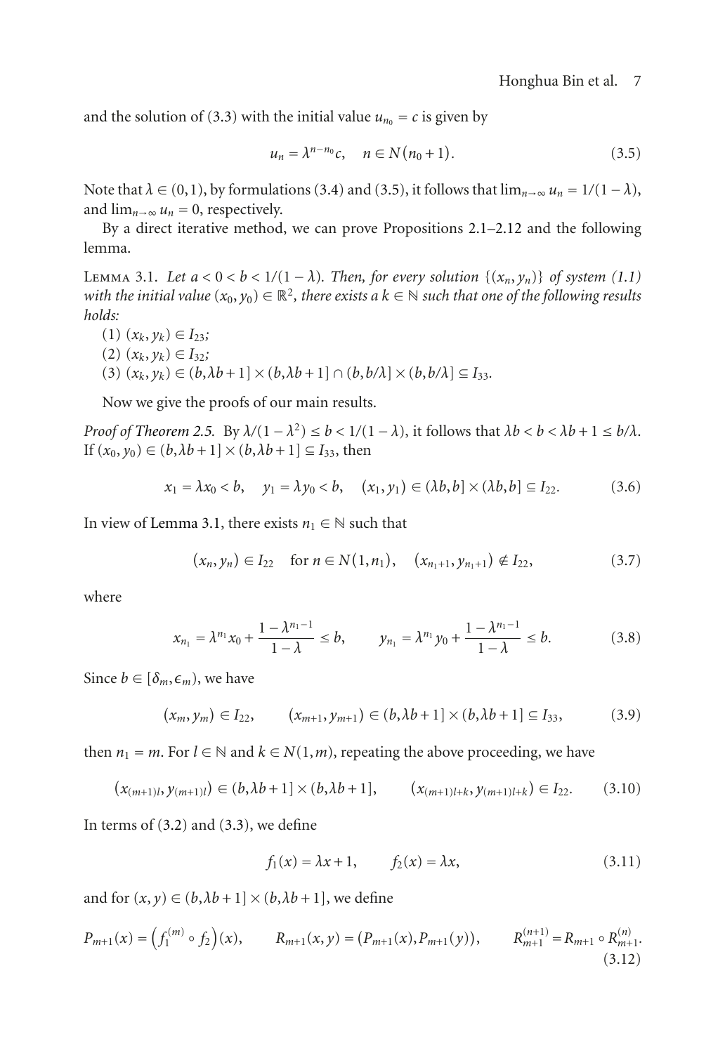and the solution of (3.3) with the initial value $u_{n_0} = c$ is given by

$$u_n = \lambda^{n-n_0} c, \quad n \in N(n_0 + 1). \tag{3.5}$$

Note that $\lambda \in (0,1)$, by formulations (3.4) and (3.5), it follows that $\lim_{n\to\infty} u_n = 1/(1-\lambda)$, and $\lim_{n\to\infty} u_n = 0$, respectively.

By a direct iterative method, we can prove Propositions 2.1–2.12 and the following lemma.

Lemma 3.1. *Let $a < 0 < b < 1/(1-\lambda)$. Then, for every solution $\{(x_n, y_n)\}$ of system (1.1) with the initial value $(x_0, y_0) \in \mathbb{R}^2$, there exists a $k \in \mathbb{N}$ such that one of the following results holds:*

(1) $(x_k, y_k) \in I_{23}$;

(2) $(x_k, y_k) \in I_{32}$;

(3) $(x_k, y_k) \in (b, \lambda b + 1] \times (b, \lambda b + 1] \cap (b, b/\lambda] \times (b, b/\lambda] \subseteq I_{33}$.

Now we give the proofs of our main results.

*Proof of Theorem 2.5.* By $\lambda/(1-\lambda^2) \le b < 1/(1-\lambda)$, it follows that $\lambda b < b < \lambda b + 1 \le b/\lambda$. If $(x_0, y_0) \in (b, \lambda b + 1] \times (b, \lambda b + 1] \subseteq I_{33}$, then

$$x_1 = \lambda x_0 < b, \quad y_1 = \lambda y_0 < b, \quad (x_1, y_1) \in (\lambda b, b] \times (\lambda b, b] \subseteq I_{22}. \tag{3.6}$$

In view of Lemma 3.1, there exists $n_1 \in \mathbb{N}$ such that

$$(x_n, y_n) \in I_{22} \quad \text{for } n \in N(1, n_1), \quad (x_{n_1+1}, y_{n_1+1}) \notin I_{22}, \tag{3.7}$$

where

$$x_{n_1} = \lambda^{n_1} x_0 + \frac{1-\lambda^{n_1-1}}{1-\lambda} \le b, \qquad y_{n_1} = \lambda^{n_1} y_0 + \frac{1-\lambda^{n_1-1}}{1-\lambda} \le b. \tag{3.8}$$

Since $b \in [\delta_m, \epsilon_m)$, we have

$$(x_m, y_m) \in I_{22}, \qquad (x_{m+1}, y_{m+1}) \in (b, \lambda b + 1] \times (b, \lambda b + 1] \subseteq I_{33}, \tag{3.9}$$

then $n_1 = m$. For $l \in \mathbb{N}$ and $k \in N(1, m)$, repeating the above proceeding, we have

$$(x_{(m+1)l}, y_{(m+1)l}) \in (b, \lambda b + 1] \times (b, \lambda b + 1], \qquad (x_{(m+1)l+k}, y_{(m+1)l+k}) \in I_{22}. \tag{3.10}$$

In terms of (3.2) and (3.3), we define

$$f_1(x) = \lambda x + 1, \qquad f_2(x) = \lambda x, \tag{3.11}$$

and for $(x, y) \in (b, \lambda b + 1] \times (b, \lambda b + 1]$, we define

$$P_{m+1}(x) = \left(f_1^{(m)} \circ f_2\right)(x), \qquad R_{m+1}(x, y) = (P_{m+1}(x), P_{m+1}(y)), \qquad R_{m+1}^{(n+1)} = R_{m+1} \circ R_{m+1}^{(n)}. \tag{3.12}$$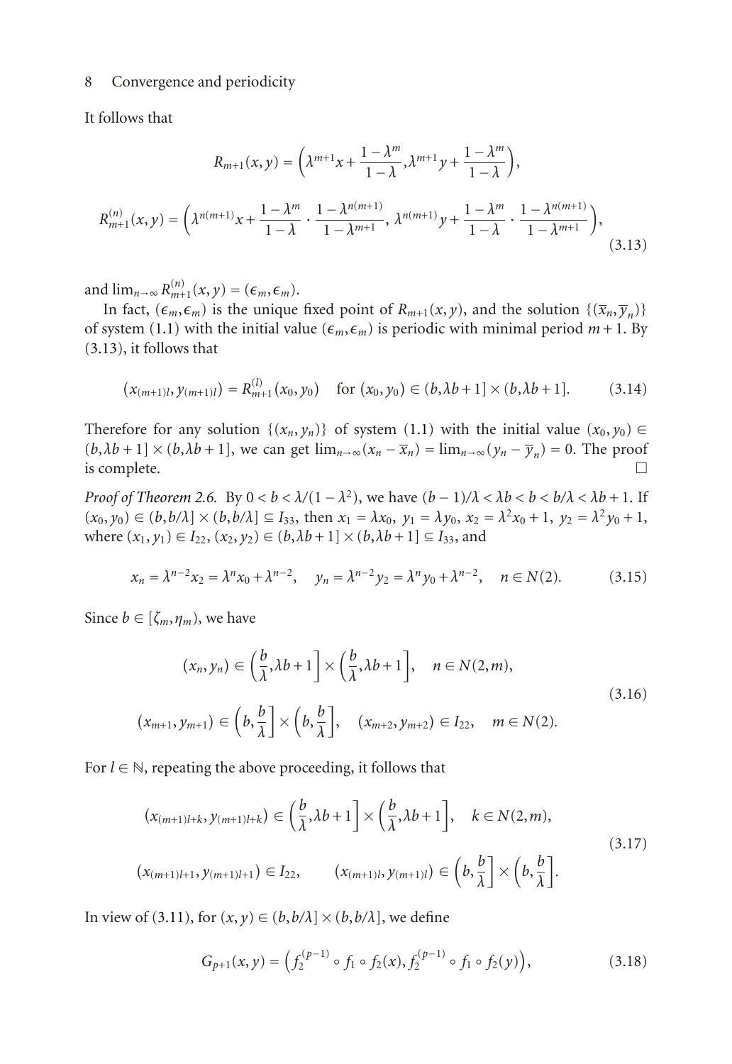It follows that

$$R_{m+1}(x,y)=\Big(\lambda^{m+1}x+\frac{1-\lambda^m}{1-\lambda},\lambda^{m+1}y+\frac{1-\lambda^m}{1-\lambda}\Big),$$

$$R^{(n)}_{m+1}(x,y)=\Big(\lambda^{n(m+1)}x+\frac{1-\lambda^m}{1-\lambda}\cdot\frac{1-\lambda^{n(m+1)}}{1-\lambda^{m+1}},\ \lambda^{n(m+1)}y+\frac{1-\lambda^m}{1-\lambda}\cdot\frac{1-\lambda^{n(m+1)}}{1-\lambda^{m+1}}\Big),\tag{3.13}$$

and $\lim_{n\to\infty}R^{(n)}_{m+1}(x,y)=(\epsilon_m,\epsilon_m)$.

In fact, $(\epsilon_m,\epsilon_m)$ is the unique fixed point of $R_{m+1}(x,y)$, and the solution $\{(\overline{x}_n,\overline{y}_n)\}$ of system (1.1) with the initial value $(\epsilon_m,\epsilon_m)$ is periodic with minimal period $m+1$. By (3.13), it follows that

$$(x_{(m+1)l},y_{(m+1)l})=R^{(l)}_{m+1}(x_0,y_0)\quad\text{for }(x_0,y_0)\in(b,\lambda b+1]\times(b,\lambda b+1].\tag{3.14}$$

Therefore for any solution $\{(x_n,y_n)\}$ of system (1.1) with the initial value $(x_0,y_0)\in(b,\lambda b+1]\times(b,\lambda b+1]$, we can get $\lim_{n\to\infty}(x_n-\overline{x}_n)=\lim_{n\to\infty}(y_n-\overline{y}_n)=0$. The proof is complete. □

*Proof of Theorem 2.6.* By $0<b<\lambda/(1-\lambda^2)$, we have $(b-1)/\lambda<\lambda b<b<b/\lambda<\lambda b+1$. If $(x_0,y_0)\in(b,b/\lambda]\times(b,b/\lambda]\subseteq I_{33}$, then $x_1=\lambda x_0$, $y_1=\lambda y_0$, $x_2=\lambda^2x_0+1$, $y_2=\lambda^2y_0+1$, where $(x_1,y_1)\in I_{22}$, $(x_2,y_2)\in(b,\lambda b+1]\times(b,\lambda b+1]\subseteq I_{33}$, and

$$x_n=\lambda^{n-2}x_2=\lambda^nx_0+\lambda^{n-2},\quad y_n=\lambda^{n-2}y_2=\lambda^ny_0+\lambda^{n-2},\quad n\in N(2).\tag{3.15}$$

Since $b\in[\zeta_m,\eta_m)$, we have

$$\begin{aligned}&(x_n,y_n)\in\Big(\frac{b}{\lambda},\lambda b+1\Big]\times\Big(\frac{b}{\lambda},\lambda b+1\Big],\quad n\in N(2,m),\\&(x_{m+1},y_{m+1})\in\Big(b,\frac{b}{\lambda}\Big]\times\Big(b,\frac{b}{\lambda}\Big],\quad (x_{m+2},y_{m+2})\in I_{22},\quad m\in N(2).\end{aligned}\tag{3.16}$$

For $l\in\mathbb{N}$, repeating the above proceeding, it follows that

$$\begin{aligned}&(x_{(m+1)l+k},y_{(m+1)l+k})\in\Big(\frac{b}{\lambda},\lambda b+1\Big]\times\Big(\frac{b}{\lambda},\lambda b+1\Big],\quad k\in N(2,m),\\&(x_{(m+1)l+1},y_{(m+1)l+1})\in I_{22},\qquad (x_{(m+1)l},y_{(m+1)l})\in\Big(b,\frac{b}{\lambda}\Big]\times\Big(b,\frac{b}{\lambda}\Big].\end{aligned}\tag{3.17}$$

In view of (3.11), for $(x,y)\in(b,b/\lambda]\times(b,b/\lambda]$, we define

$$G_{p+1}(x,y)=\Big(f_2^{(p-1)}\circ f_1\circ f_2(x),f_2^{(p-1)}\circ f_1\circ f_2(y)\Big),\tag{3.18}$$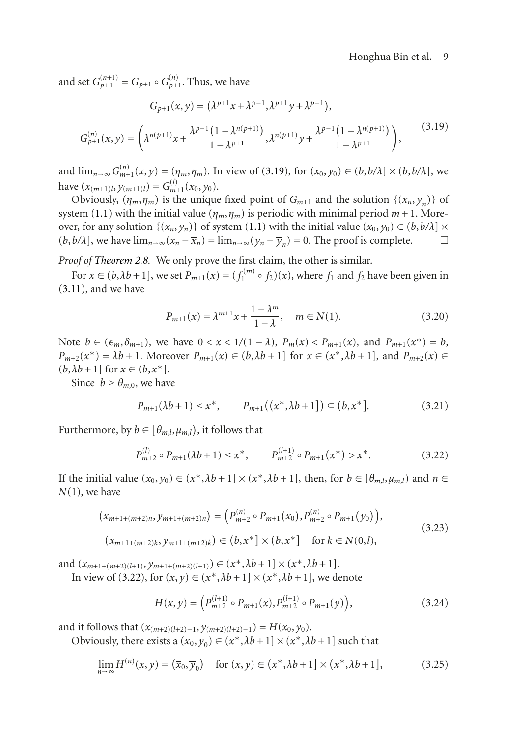and set $G_{p+1}^{(n+1)} = G_{p+1} \circ G_{p+1}^{(n)}$. Thus, we have

$$
\begin{aligned}
G_{p+1}(x,y) &= \left(\lambda^{p+1}x + \lambda^{p-1}, \lambda^{p+1}y + \lambda^{p-1}\right), \\
G_{p+1}^{(n)}(x,y) &= \left(\lambda^{n(p+1)}x + \frac{\lambda^{p-1}\left(1-\lambda^{n(p+1)}\right)}{1-\lambda^{p+1}}, \lambda^{n(p+1)}y + \frac{\lambda^{p-1}\left(1-\lambda^{n(p+1)}\right)}{1-\lambda^{p+1}}\right),
\end{aligned}
\tag{3.19}
$$

and $\lim_{n\to\infty} G_{m+1}^{(n)}(x,y) = (\eta_m, \eta_m)$. In view of (3.19), for $(x_0, y_0) \in (b, b/\lambda] \times (b, b/\lambda]$, we have $(x_{(m+1)l}, y_{(m+1)l}) = G_{m+1}^{(l)}(x_0, y_0)$.

Obviously, $(\eta_m, \eta_m)$ is the unique fixed point of $G_{m+1}$ and the solution $\{(\overline{x}_n, \overline{y}_n)\}$ of system (1.1) with the initial value $(\eta_m, \eta_m)$ is periodic with minimal period $m+1$. Moreover, for any solution $\{(x_n, y_n)\}$ of system (1.1) with the initial value $(x_0, y_0) \in (b, b/\lambda] \times (b, b/\lambda]$, we have $\lim_{n\to\infty}(x_n - \overline{x}_n) = \lim_{n\to\infty}(y_n - \overline{y}_n) = 0$. The proof is complete. $\square$

*Proof of Theorem 2.8.* We only prove the first claim, the other is similar.

For $x \in (b, \lambda b + 1]$, we set $P_{m+1}(x) = (f_1^{(m)} \circ f_2)(x)$, where $f_1$ and $f_2$ have been given in (3.11), and we have

$$
P_{m+1}(x) = \lambda^{m+1}x + \frac{1-\lambda^m}{1-\lambda}, \quad m \in N(1). \tag{3.20}
$$

Note $b \in (\epsilon_m, \delta_{m+1})$, we have $0 < x < 1/(1-\lambda)$, $P_m(x) < P_{m+1}(x)$, and $P_{m+1}(x^*) = b$, $P_{m+2}(x^*) = \lambda b + 1$. Moreover $P_{m+1}(x) \in (b, \lambda b + 1]$ for $x \in (x^*, \lambda b + 1]$, and $P_{m+2}(x) \in (b, \lambda b + 1]$ for $x \in (b, x^*]$.

Since $b \geq \theta_{m,0}$, we have

$$
P_{m+1}(\lambda b + 1) \leq x^*, \qquad P_{m+1}\left((x^*, \lambda b + 1]\right) \subseteq (b, x^*]. \tag{3.21}
$$

Furthermore, by $b \in [\theta_{m,l}, \mu_{m,l})$, it follows that

$$
P_{m+2}^{(l)} \circ P_{m+1}(\lambda b + 1) \leq x^*, \qquad P_{m+2}^{(l+1)} \circ P_{m+1}(x^*) > x^*. \tag{3.22}
$$

If the initial value $(x_0, y_0) \in (x^*, \lambda b + 1] \times (x^*, \lambda b + 1]$, then, for $b \in [\theta_{m,l}, \mu_{m,l})$ and $n \in N(1)$, we have

$$
\begin{aligned}
&\left(x_{m+1+(m+2)n}, y_{m+1+(m+2)n}\right) = \left(P_{m+2}^{(n)} \circ P_{m+1}(x_0), P_{m+2}^{(n)} \circ P_{m+1}(y_0)\right), \\
&\left(x_{m+1+(m+2)k}, y_{m+1+(m+2)k}\right) \in (b, x^*] \times (b, x^*] \quad \text{for } k \in N(0, l),
\end{aligned}
\tag{3.23}
$$

and $(x_{m+1+(m+2)(l+1)}, y_{m+1+(m+2)(l+1)}) \in (x^*, \lambda b + 1] \times (x^*, \lambda b + 1]$.

In view of (3.22), for $(x, y) \in (x^*, \lambda b + 1] \times (x^*, \lambda b + 1]$, we denote

$$
H(x,y) = \left(P_{m+2}^{(l+1)} \circ P_{m+1}(x), P_{m+2}^{(l+1)} \circ P_{m+1}(y)\right), \tag{3.24}
$$

and it follows that $(x_{(m+2)(l+2)-1}, y_{(m+2)(l+2)-1}) = H(x_0, y_0)$.

Obviously, there exists a $(\overline{x}_0, \overline{y}_0) \in (x^*, \lambda b + 1] \times (x^*, \lambda b + 1]$ such that

$$
\lim_{n\to\infty} H^{(n)}(x,y) = (\overline{x}_0, \overline{y}_0) \quad \text{for } (x,y) \in (x^*, \lambda b + 1] \times (x^*, \lambda b + 1], \tag{3.25}
$$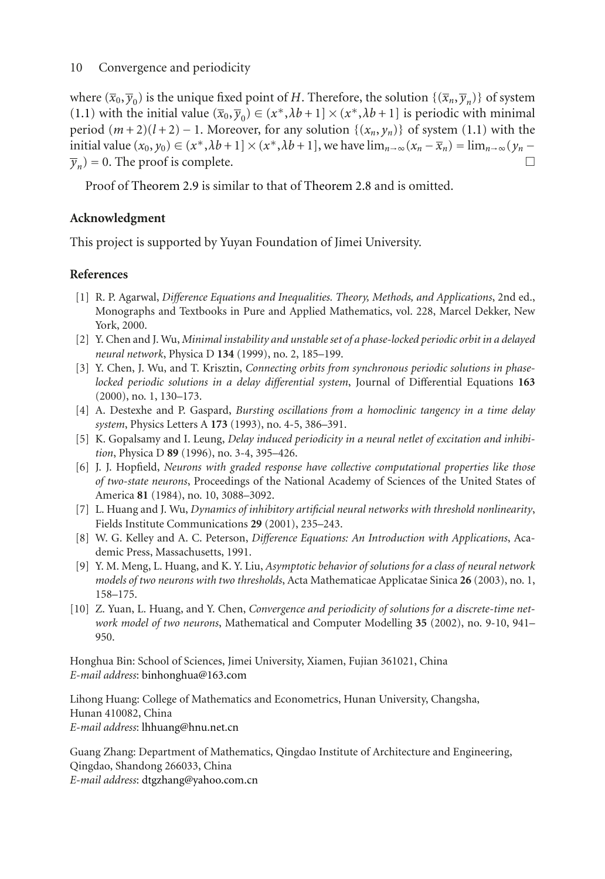where $(\overline{x}_0, \overline{y}_0)$ is the unique fixed point of $H$. Therefore, the solution $\{(\overline{x}_n, \overline{y}_n)\}$ of system (1.1) with the initial value $(\overline{x}_0, \overline{y}_0) \in (x^*, \lambda b + 1] \times (x^*, \lambda b + 1]$ is periodic with minimal period $(m+2)(l+2) - 1$. Moreover, for any solution $\{(x_n, y_n)\}$ of system (1.1) with the initial value $(x_0, y_0) \in (x^*, \lambda b + 1] \times (x^*, \lambda b + 1]$, we have $\lim_{n\to\infty}(x_n - \overline{x}_n) = \lim_{n\to\infty}(y_n - \overline{y}_n) = 0$. The proof is complete. □

Proof of Theorem 2.9 is similar to that of Theorem 2.8 and is omitted.

## Acknowledgment

This project is supported by Yuyan Foundation of Jimei University.

## References

[1] R. P. Agarwal, *Difference Equations and Inequalities. Theory, Methods, and Applications*, 2nd ed., Monographs and Textbooks in Pure and Applied Mathematics, vol. 228, Marcel Dekker, New York, 2000.

[2] Y. Chen and J. Wu, *Minimal instability and unstable set of a phase-locked periodic orbit in a delayed neural network*, Physica D **134** (1999), no. 2, 185–199.

[3] Y. Chen, J. Wu, and T. Krisztin, *Connecting orbits from synchronous periodic solutions in phase-locked periodic solutions in a delay differential system*, Journal of Differential Equations **163** (2000), no. 1, 130–173.

[4] A. Destexhe and P. Gaspard, *Bursting oscillations from a homoclinic tangency in a time delay system*, Physics Letters A **173** (1993), no. 4-5, 386–391.

[5] K. Gopalsamy and I. Leung, *Delay induced periodicity in a neural netlet of excitation and inhibition*, Physica D **89** (1996), no. 3-4, 395–426.

[6] J. J. Hopfield, *Neurons with graded response have collective computational properties like those of two-state neurons*, Proceedings of the National Academy of Sciences of the United States of America **81** (1984), no. 10, 3088–3092.

[7] L. Huang and J. Wu, *Dynamics of inhibitory artificial neural networks with threshold nonlinearity*, Fields Institute Communications **29** (2001), 235–243.

[8] W. G. Kelley and A. C. Peterson, *Difference Equations: An Introduction with Applications*, Academic Press, Massachusetts, 1991.

[9] Y. M. Meng, L. Huang, and K. Y. Liu, *Asymptotic behavior of solutions for a class of neural network models of two neurons with two thresholds*, Acta Mathematicae Applicatae Sinica **26** (2003), no. 1, 158–175.

[10] Z. Yuan, L. Huang, and Y. Chen, *Convergence and periodicity of solutions for a discrete-time network model of two neurons*, Mathematical and Computer Modelling **35** (2002), no. 9-10, 941–950.

Honghua Bin: School of Sciences, Jimei University, Xiamen, Fujian 361021, China
*E-mail address*: binhonghua@163.com

Lihong Huang: College of Mathematics and Econometrics, Hunan University, Changsha, Hunan 410082, China
*E-mail address*: lhhuang@hnu.net.cn

Guang Zhang: Department of Mathematics, Qingdao Institute of Architecture and Engineering, Qingdao, Shandong 266033, China
*E-mail address*: dtgzhang@yahoo.com.cn